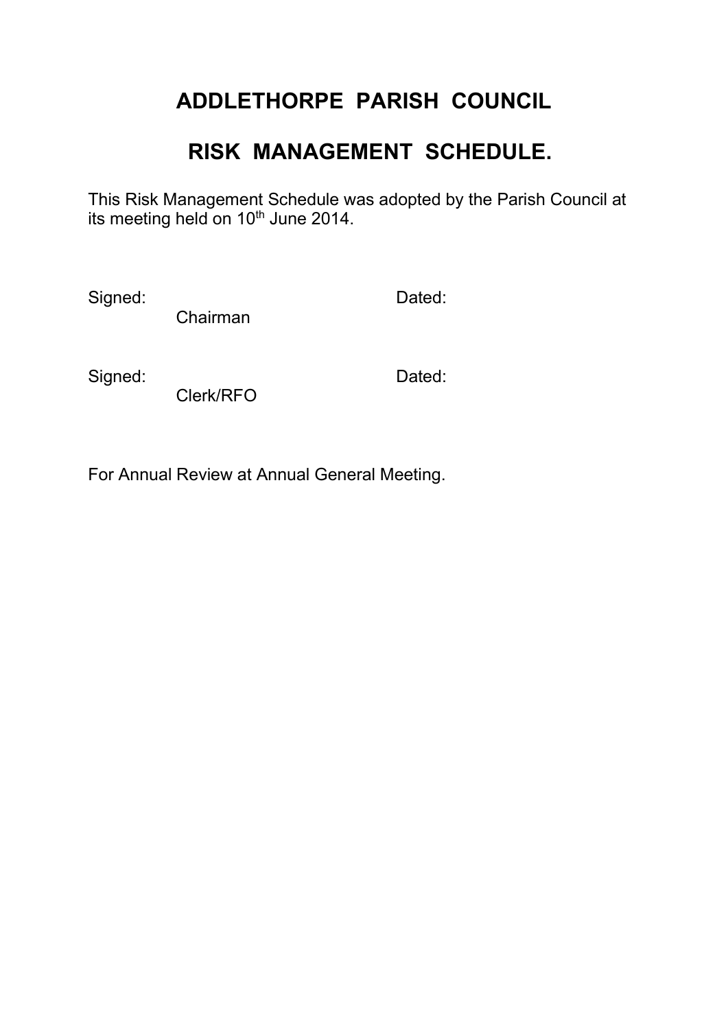# ADDLETHORPE PARISH COUNCIL

# RISK MANAGEMENT SCHEDULE.

This Risk Management Schedule was adopted by the Parish Council at its meeting held on 10th June 2014.

Signed: Dated:
Chairman

Signed: Dated:
Clerk/RFO

For Annual Review at Annual General Meeting.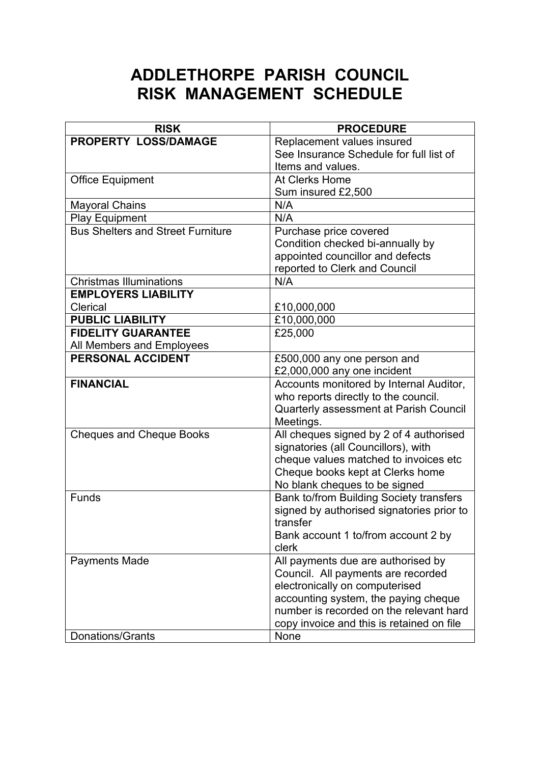# ADDLETHORPE PARISH COUNCIL
# RISK MANAGEMENT SCHEDULE

| RISK | PROCEDURE |
|---|---|
| **PROPERTY LOSS/DAMAGE** | Replacement values insured<br>See Insurance Schedule for full list of Items and values. |
| Office Equipment | At Clerks Home<br>Sum insured £2,500 |
| Mayoral Chains | N/A |
| Play Equipment | N/A |
| Bus Shelters and Street Furniture | Purchase price covered<br>Condition checked bi-annually by appointed councillor and defects reported to Clerk and Council |
| Christmas Illuminations | N/A |
| **EMPLOYERS LIABILITY**<br>Clerical | £10,000,000 |
| **PUBLIC LIABILITY** | £10,000,000 |
| **FIDELITY GUARANTEE**<br>All Members and Employees | £25,000 |
| **PERSONAL ACCIDENT** | £500,000 any one person and £2,000,000 any one incident |
| **FINANCIAL** | Accounts monitored by Internal Auditor, who reports directly to the council.<br>Quarterly assessment at Parish Council Meetings. |
| Cheques and Cheque Books | All cheques signed by 2 of 4 authorised signatories (all Councillors), with cheque values matched to invoices etc<br>Cheque books kept at Clerks home<br>No blank cheques to be signed |
| Funds | Bank to/from Building Society transfers signed by authorised signatories prior to transfer<br>Bank account 1 to/from account 2 by clerk |
| Payments Made | All payments due are authorised by Council. All payments are recorded electronically on computerised accounting system, the paying cheque number is recorded on the relevant hard copy invoice and this is retained on file |
| Donations/Grants | None |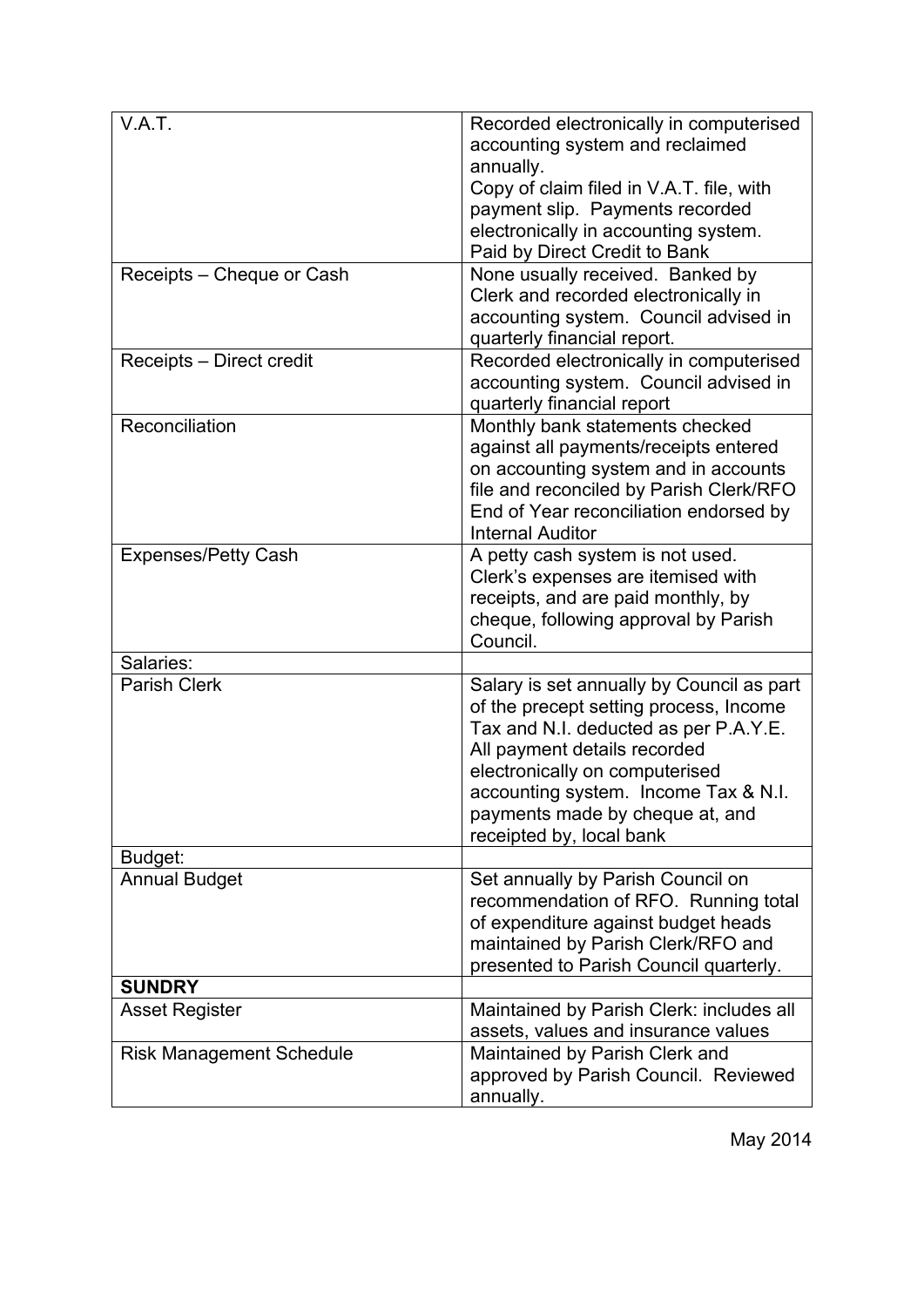| | |
|---|---|
| V.A.T. | Recorded electronically in computerised accounting system and reclaimed annually.<br>Copy of claim filed in V.A.T. file, with payment slip. Payments recorded electronically in accounting system. Paid by Direct Credit to Bank |
| Receipts – Cheque or Cash | None usually received. Banked by Clerk and recorded electronically in accounting system. Council advised in quarterly financial report. |
| Receipts – Direct credit | Recorded electronically in computerised accounting system. Council advised in quarterly financial report |
| Reconciliation | Monthly bank statements checked against all payments/receipts entered on accounting system and in accounts file and reconciled by Parish Clerk/RFO End of Year reconciliation endorsed by Internal Auditor |
| Expenses/Petty Cash | A petty cash system is not used. Clerk's expenses are itemised with receipts, and are paid monthly, by cheque, following approval by Parish Council. |
| Salaries: | |
| Parish Clerk | Salary is set annually by Council as part of the precept setting process, Income Tax and N.I. deducted as per P.A.Y.E. All payment details recorded electronically on computerised accounting system. Income Tax & N.I. payments made by cheque at, and receipted by, local bank |
| Budget: | |
| Annual Budget | Set annually by Parish Council on recommendation of RFO. Running total of expenditure against budget heads maintained by Parish Clerk/RFO and presented to Parish Council quarterly. |
| **SUNDRY** | |
| Asset Register | Maintained by Parish Clerk: includes all assets, values and insurance values |
| Risk Management Schedule | Maintained by Parish Clerk and approved by Parish Council. Reviewed annually. |

May 2014